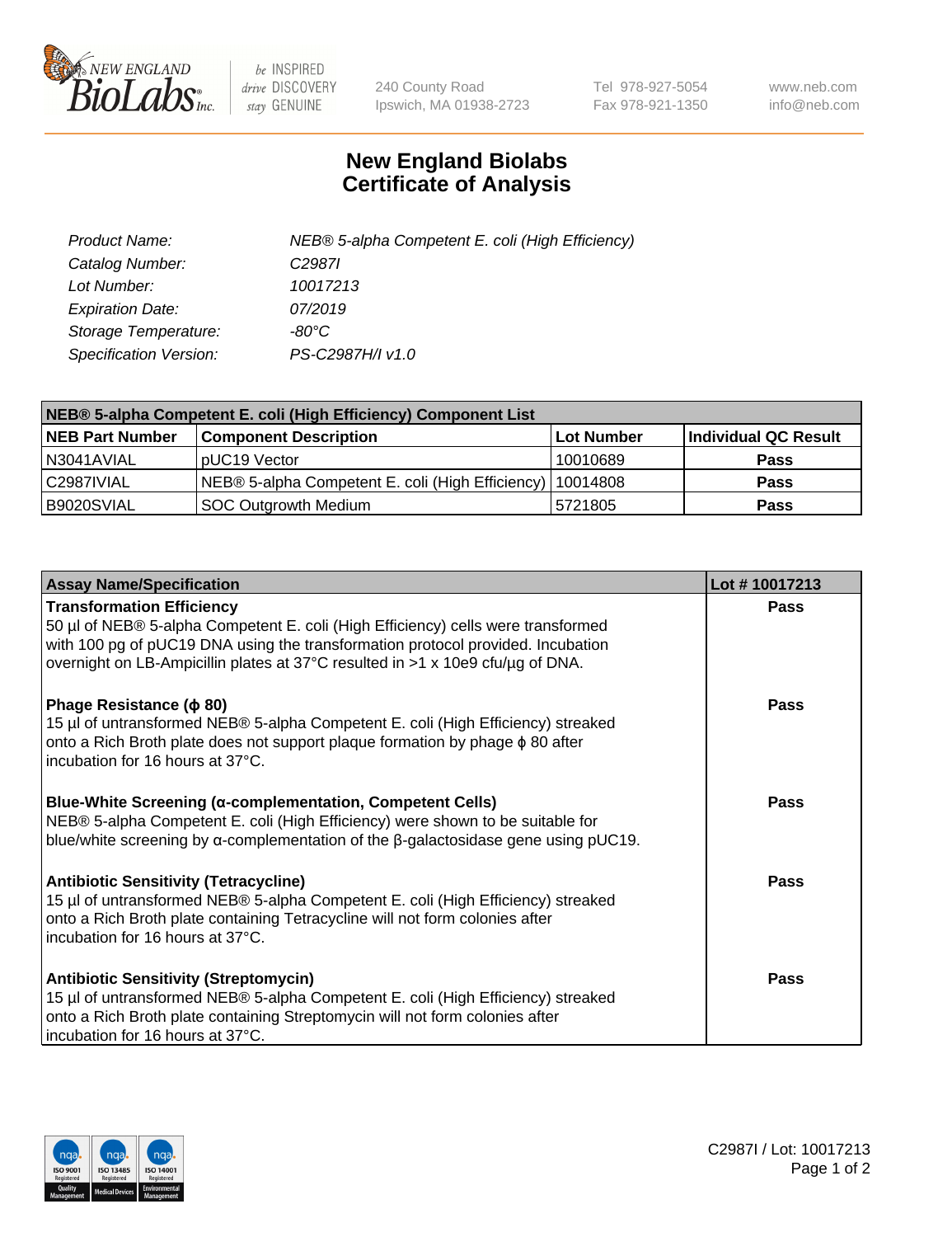# New England Biolabs
# Certificate of Analysis

| | |
|---|---|
| *Product Name:* | *NEB® 5-alpha Competent E. coli (High Efficiency)* |
| *Catalog Number:* | *C2987I* |
| *Lot Number:* | *10017213* |
| *Expiration Date:* | *07/2019* |
| *Storage Temperature:* | *-80°C* |
| *Specification Version:* | *PS-C2987H/I v1.0* |

| NEB® 5-alpha Competent E. coli (High Efficiency) Component List | | | |
|---|---|---|---|
| **NEB Part Number** | **Component Description** | **Lot Number** | **Individual QC Result** |
| N3041AVIAL | pUC19 Vector | 10010689 | **Pass** |
| C2987IVIAL | NEB® 5-alpha Competent E. coli (High Efficiency) | 10014808 | **Pass** |
| B9020SVIAL | SOC Outgrowth Medium | 5721805 | **Pass** |

| Assay Name/Specification | Lot # 10017213 |
|---|---|
| **Transformation Efficiency**<br>50 µl of NEB® 5-alpha Competent E. coli (High Efficiency) cells were transformed with 100 pg of pUC19 DNA using the transformation protocol provided. Incubation overnight on LB-Ampicillin plates at 37°C resulted in >1 x 10e9 cfu/µg of DNA. | **Pass** |
| **Phage Resistance (ϕ 80)**<br>15 µl of untransformed NEB® 5-alpha Competent E. coli (High Efficiency) streaked onto a Rich Broth plate does not support plaque formation by phage ϕ 80 after incubation for 16 hours at 37°C. | **Pass** |
| **Blue-White Screening (α-complementation, Competent Cells)**<br>NEB® 5-alpha Competent E. coli (High Efficiency) were shown to be suitable for blue/white screening by α-complementation of the β-galactosidase gene using pUC19. | **Pass** |
| **Antibiotic Sensitivity (Tetracycline)**<br>15 µl of untransformed NEB® 5-alpha Competent E. coli (High Efficiency) streaked onto a Rich Broth plate containing Tetracycline will not form colonies after incubation for 16 hours at 37°C. | **Pass** |
| **Antibiotic Sensitivity (Streptomycin)**<br>15 µl of untransformed NEB® 5-alpha Competent E. coli (High Efficiency) streaked onto a Rich Broth plate containing Streptomycin will not form colonies after incubation for 16 hours at 37°C. | **Pass** |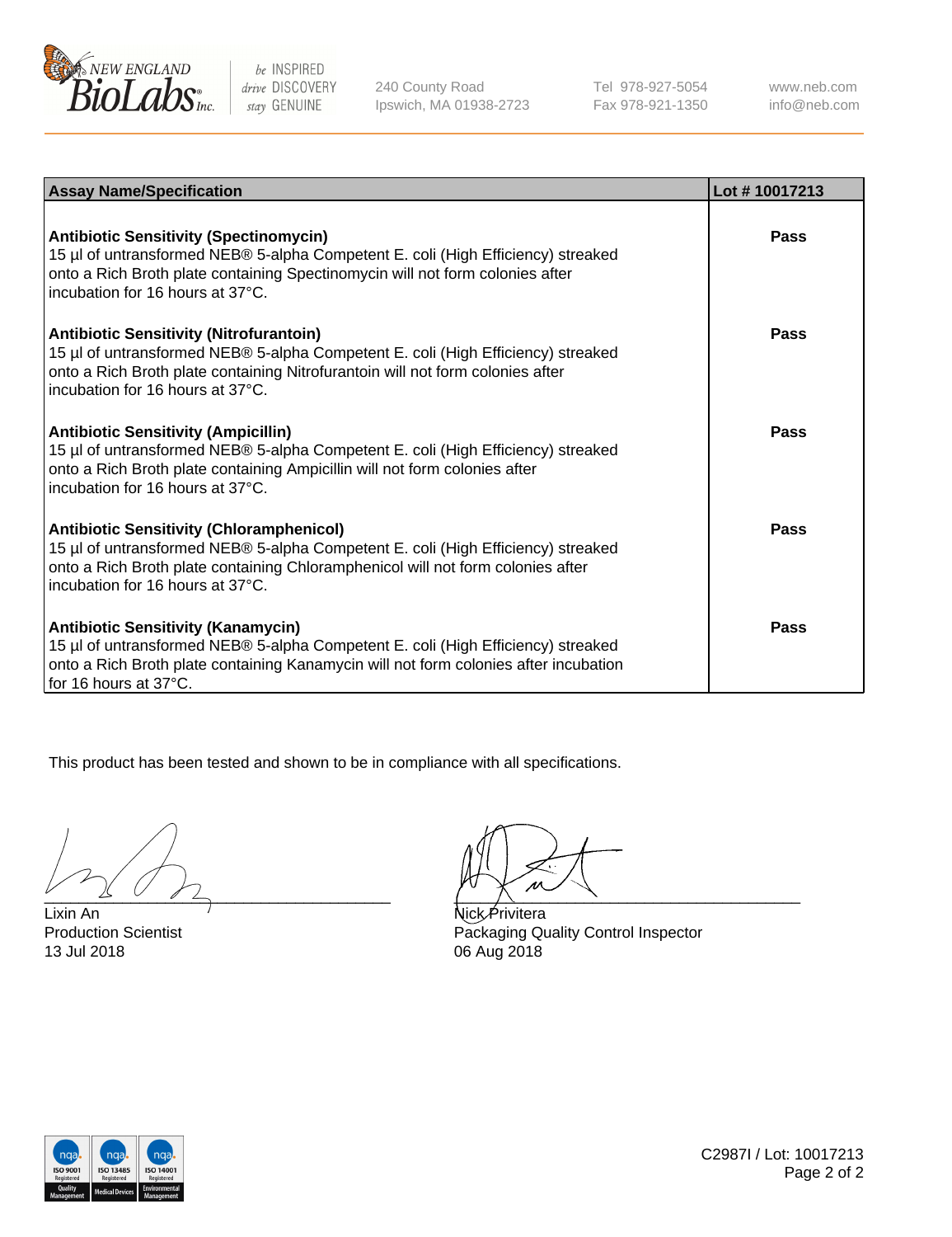| Assay Name/Specification | Lot # 10017213 |
|---|---|
| **Antibiotic Sensitivity (Spectinomycin)**<br>15 µl of untransformed NEB® 5-alpha Competent E. coli (High Efficiency) streaked onto a Rich Broth plate containing Spectinomycin will not form colonies after incubation for 16 hours at 37°C. | **Pass** |
| **Antibiotic Sensitivity (Nitrofurantoin)**<br>15 µl of untransformed NEB® 5-alpha Competent E. coli (High Efficiency) streaked onto a Rich Broth plate containing Nitrofurantoin will not form colonies after incubation for 16 hours at 37°C. | **Pass** |
| **Antibiotic Sensitivity (Ampicillin)**<br>15 µl of untransformed NEB® 5-alpha Competent E. coli (High Efficiency) streaked onto a Rich Broth plate containing Ampicillin will not form colonies after incubation for 16 hours at 37°C. | **Pass** |
| **Antibiotic Sensitivity (Chloramphenicol)**<br>15 µl of untransformed NEB® 5-alpha Competent E. coli (High Efficiency) streaked onto a Rich Broth plate containing Chloramphenicol will not form colonies after incubation for 16 hours at 37°C. | **Pass** |
| **Antibiotic Sensitivity (Kanamycin)**<br>15 µl of untransformed NEB® 5-alpha Competent E. coli (High Efficiency) streaked onto a Rich Broth plate containing Kanamycin will not form colonies after incubation for 16 hours at 37°C. | **Pass** |

This product has been tested and shown to be in compliance with all specifications.

Lixin An
Production Scientist
13 Jul 2018

Nick Privitera
Packaging Quality Control Inspector
06 Aug 2018

C2987I / Lot: 10017213